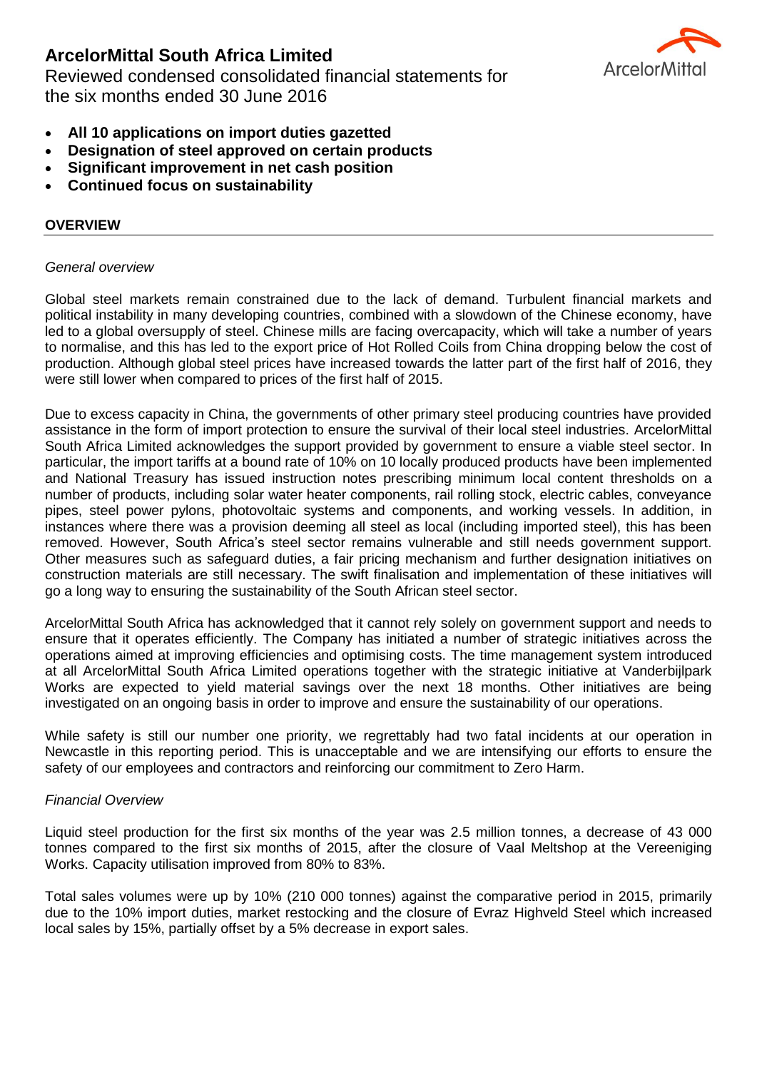# ArcelorMittal South Africa Limited

Reviewed condensed consolidated financial statements for the six months ended 30 June 2016

- **All 10 applications on import duties gazetted**
- **Designation of steel approved on certain products**
- **Significant improvement in net cash position**
- **Continued focus on sustainability**

## OVERVIEW

*General overview*

Global steel markets remain constrained due to the lack of demand. Turbulent financial markets and political instability in many developing countries, combined with a slowdown of the Chinese economy, have led to a global oversupply of steel. Chinese mills are facing overcapacity, which will take a number of years to normalise, and this has led to the export price of Hot Rolled Coils from China dropping below the cost of production. Although global steel prices have increased towards the latter part of the first half of 2016, they were still lower when compared to prices of the first half of 2015.

Due to excess capacity in China, the governments of other primary steel producing countries have provided assistance in the form of import protection to ensure the survival of their local steel industries. ArcelorMittal South Africa Limited acknowledges the support provided by government to ensure a viable steel sector. In particular, the import tariffs at a bound rate of 10% on 10 locally produced products have been implemented and National Treasury has issued instruction notes prescribing minimum local content thresholds on a number of products, including solar water heater components, rail rolling stock, electric cables, conveyance pipes, steel power pylons, photovoltaic systems and components, and working vessels. In addition, in instances where there was a provision deeming all steel as local (including imported steel), this has been removed. However, South Africa's steel sector remains vulnerable and still needs government support. Other measures such as safeguard duties, a fair pricing mechanism and further designation initiatives on construction materials are still necessary. The swift finalisation and implementation of these initiatives will go a long way to ensuring the sustainability of the South African steel sector.

ArcelorMittal South Africa has acknowledged that it cannot rely solely on government support and needs to ensure that it operates efficiently. The Company has initiated a number of strategic initiatives across the operations aimed at improving efficiencies and optimising costs. The time management system introduced at all ArcelorMittal South Africa Limited operations together with the strategic initiative at Vanderbijlpark Works are expected to yield material savings over the next 18 months. Other initiatives are being investigated on an ongoing basis in order to improve and ensure the sustainability of our operations.

While safety is still our number one priority, we regrettably had two fatal incidents at our operation in Newcastle in this reporting period. This is unacceptable and we are intensifying our efforts to ensure the safety of our employees and contractors and reinforcing our commitment to Zero Harm.

*Financial Overview*

Liquid steel production for the first six months of the year was 2.5 million tonnes, a decrease of 43 000 tonnes compared to the first six months of 2015, after the closure of Vaal Meltshop at the Vereeniging Works. Capacity utilisation improved from 80% to 83%.

Total sales volumes were up by 10% (210 000 tonnes) against the comparative period in 2015, primarily due to the 10% import duties, market restocking and the closure of Evraz Highveld Steel which increased local sales by 15%, partially offset by a 5% decrease in export sales.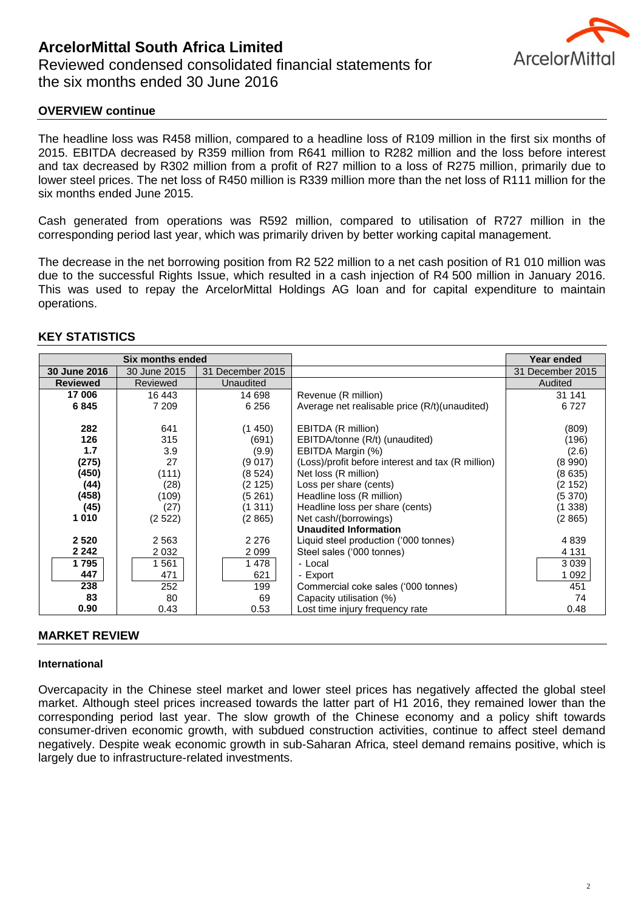## OVERVIEW continue

The headline loss was R458 million, compared to a headline loss of R109 million in the first six months of 2015. EBITDA decreased by R359 million from R641 million to R282 million and the loss before interest and tax decreased by R302 million from a profit of R27 million to a loss of R275 million, primarily due to lower steel prices. The net loss of R450 million is R339 million more than the net loss of R111 million for the six months ended June 2015.

Cash generated from operations was R592 million, compared to utilisation of R727 million in the corresponding period last year, which was primarily driven by better working capital management.

The decrease in the net borrowing position from R2 522 million to a net cash position of R1 010 million was due to the successful Rights Issue, which resulted in a cash injection of R4 500 million in January 2016. This was used to repay the ArcelorMittal Holdings AG loan and for capital expenditure to maintain operations.

## KEY STATISTICS

| Six months ended | | | | Year ended |
|---|---|---|---|---|
| **30 June 2016** | 30 June 2015 | 31 December 2015 | | 31 December 2015 |
| **Reviewed** | Reviewed | Unaudited | | Audited |
| **17 006** | 16 443 | 14 698 | Revenue (R million) | 31 141 |
| **6 845** | 7 209 | 6 256 | Average net realisable price (R/t)(unaudited) | 6 727 |
| **282** | 641 | (1 450) | EBITDA (R million) | (809) |
| **126** | 315 | (691) | EBITDA/tonne (R/t) (unaudited) | (196) |
| **1.7** | 3.9 | (9.9) | EBITDA Margin (%) | (2.6) |
| **(275)** | 27 | (9 017) | (Loss)/profit before interest and tax (R million) | (8 990) |
| **(450)** | (111) | (8 524) | Net loss (R million) | (8 635) |
| **(44)** | (28) | (2 125) | Loss per share (cents) | (2 152) |
| **(458)** | (109) | (5 261) | Headline loss (R million) | (5 370) |
| **(45)** | (27) | (1 311) | Headline loss per share (cents) | (1 338) |
| **1 010** | (2 522) | (2 865) | Net cash/(borrowings) | (2 865) |
| | | | **Unaudited Information** | |
| **2 520** | 2 563 | 2 276 | Liquid steel production ('000 tonnes) | 4 839 |
| **2 242** | 2 032 | 2 099 | Steel sales ('000 tonnes) | 4 131 |
| **1 795** | 1 561 | 1 478 | - Local | 3 039 |
| **447** | 471 | 621 | - Export | 1 092 |
| **238** | 252 | 199 | Commercial coke sales ('000 tonnes) | 451 |
| **83** | 80 | 69 | Capacity utilisation (%) | 74 |
| **0.90** | 0.43 | 0.53 | Lost time injury frequency rate | 0.48 |

## MARKET REVIEW

### International

Overcapacity in the Chinese steel market and lower steel prices has negatively affected the global steel market. Although steel prices increased towards the latter part of H1 2016, they remained lower than the corresponding period last year. The slow growth of the Chinese economy and a policy shift towards consumer-driven economic growth, with subdued construction activities, continue to affect steel demand negatively. Despite weak economic growth in sub-Saharan Africa, steel demand remains positive, which is largely due to infrastructure-related investments.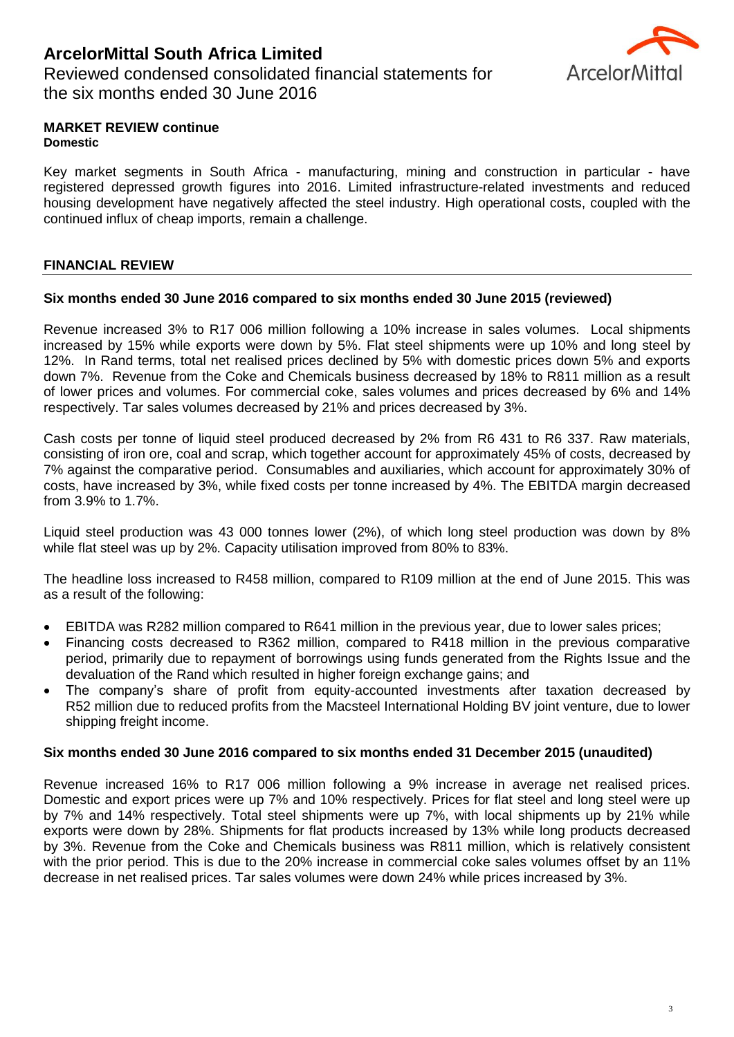**MARKET REVIEW continue**
**Domestic**

Key market segments in South Africa - manufacturing, mining and construction in particular - have registered depressed growth figures into 2016. Limited infrastructure-related investments and reduced housing development have negatively affected the steel industry. High operational costs, coupled with the continued influx of cheap imports, remain a challenge.

## FINANCIAL REVIEW

**Six months ended 30 June 2016 compared to six months ended 30 June 2015 (reviewed)**

Revenue increased 3% to R17 006 million following a 10% increase in sales volumes. Local shipments increased by 15% while exports were down by 5%. Flat steel shipments were up 10% and long steel by 12%. In Rand terms, total net realised prices declined by 5% with domestic prices down 5% and exports down 7%. Revenue from the Coke and Chemicals business decreased by 18% to R811 million as a result of lower prices and volumes. For commercial coke, sales volumes and prices decreased by 6% and 14% respectively. Tar sales volumes decreased by 21% and prices decreased by 3%.

Cash costs per tonne of liquid steel produced decreased by 2% from R6 431 to R6 337. Raw materials, consisting of iron ore, coal and scrap, which together account for approximately 45% of costs, decreased by 7% against the comparative period. Consumables and auxiliaries, which account for approximately 30% of costs, have increased by 3%, while fixed costs per tonne increased by 4%. The EBITDA margin decreased from 3.9% to 1.7%.

Liquid steel production was 43 000 tonnes lower (2%), of which long steel production was down by 8% while flat steel was up by 2%. Capacity utilisation improved from 80% to 83%.

The headline loss increased to R458 million, compared to R109 million at the end of June 2015. This was as a result of the following:

- EBITDA was R282 million compared to R641 million in the previous year, due to lower sales prices;
- Financing costs decreased to R362 million, compared to R418 million in the previous comparative period, primarily due to repayment of borrowings using funds generated from the Rights Issue and the devaluation of the Rand which resulted in higher foreign exchange gains; and
- The company's share of profit from equity-accounted investments after taxation decreased by R52 million due to reduced profits from the Macsteel International Holding BV joint venture, due to lower shipping freight income.

**Six months ended 30 June 2016 compared to six months ended 31 December 2015 (unaudited)**

Revenue increased 16% to R17 006 million following a 9% increase in average net realised prices. Domestic and export prices were up 7% and 10% respectively. Prices for flat steel and long steel were up by 7% and 14% respectively. Total steel shipments were up 7%, with local shipments up by 21% while exports were down by 28%. Shipments for flat products increased by 13% while long products decreased by 3%. Revenue from the Coke and Chemicals business was R811 million, which is relatively consistent with the prior period. This is due to the 20% increase in commercial coke sales volumes offset by an 11% decrease in net realised prices. Tar sales volumes were down 24% while prices increased by 3%.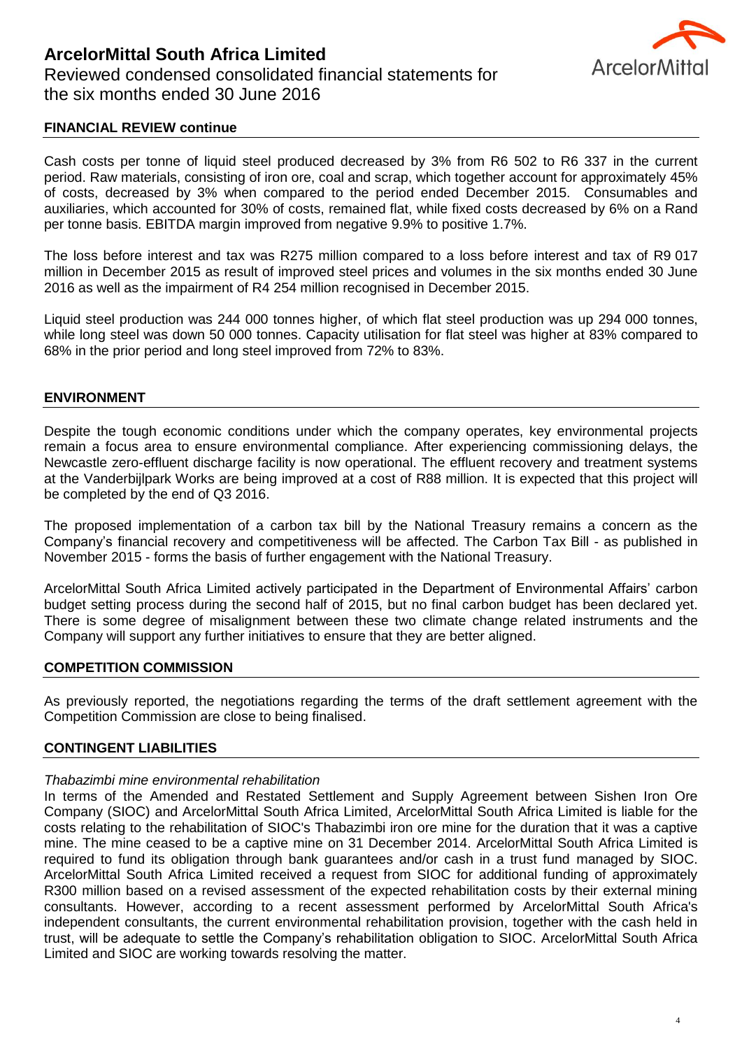## FINANCIAL REVIEW continue

Cash costs per tonne of liquid steel produced decreased by 3% from R6 502 to R6 337 in the current period. Raw materials, consisting of iron ore, coal and scrap, which together account for approximately 45% of costs, decreased by 3% when compared to the period ended December 2015. Consumables and auxiliaries, which accounted for 30% of costs, remained flat, while fixed costs decreased by 6% on a Rand per tonne basis. EBITDA margin improved from negative 9.9% to positive 1.7%.

The loss before interest and tax was R275 million compared to a loss before interest and tax of R9 017 million in December 2015 as result of improved steel prices and volumes in the six months ended 30 June 2016 as well as the impairment of R4 254 million recognised in December 2015.

Liquid steel production was 244 000 tonnes higher, of which flat steel production was up 294 000 tonnes, while long steel was down 50 000 tonnes. Capacity utilisation for flat steel was higher at 83% compared to 68% in the prior period and long steel improved from 72% to 83%.

## ENVIRONMENT

Despite the tough economic conditions under which the company operates, key environmental projects remain a focus area to ensure environmental compliance. After experiencing commissioning delays, the Newcastle zero-effluent discharge facility is now operational. The effluent recovery and treatment systems at the Vanderbijlpark Works are being improved at a cost of R88 million. It is expected that this project will be completed by the end of Q3 2016.

The proposed implementation of a carbon tax bill by the National Treasury remains a concern as the Company's financial recovery and competitiveness will be affected. The Carbon Tax Bill - as published in November 2015 - forms the basis of further engagement with the National Treasury.

ArcelorMittal South Africa Limited actively participated in the Department of Environmental Affairs' carbon budget setting process during the second half of 2015, but no final carbon budget has been declared yet. There is some degree of misalignment between these two climate change related instruments and the Company will support any further initiatives to ensure that they are better aligned.

## COMPETITION COMMISSION

As previously reported, the negotiations regarding the terms of the draft settlement agreement with the Competition Commission are close to being finalised.

## CONTINGENT LIABILITIES

*Thabazimbi mine environmental rehabilitation*

In terms of the Amended and Restated Settlement and Supply Agreement between Sishen Iron Ore Company (SIOC) and ArcelorMittal South Africa Limited, ArcelorMittal South Africa Limited is liable for the costs relating to the rehabilitation of SIOC's Thabazimbi iron ore mine for the duration that it was a captive mine. The mine ceased to be a captive mine on 31 December 2014. ArcelorMittal South Africa Limited is required to fund its obligation through bank guarantees and/or cash in a trust fund managed by SIOC. ArcelorMittal South Africa Limited received a request from SIOC for additional funding of approximately R300 million based on a revised assessment of the expected rehabilitation costs by their external mining consultants. However, according to a recent assessment performed by ArcelorMittal South Africa's independent consultants, the current environmental rehabilitation provision, together with the cash held in trust, will be adequate to settle the Company's rehabilitation obligation to SIOC. ArcelorMittal South Africa Limited and SIOC are working towards resolving the matter.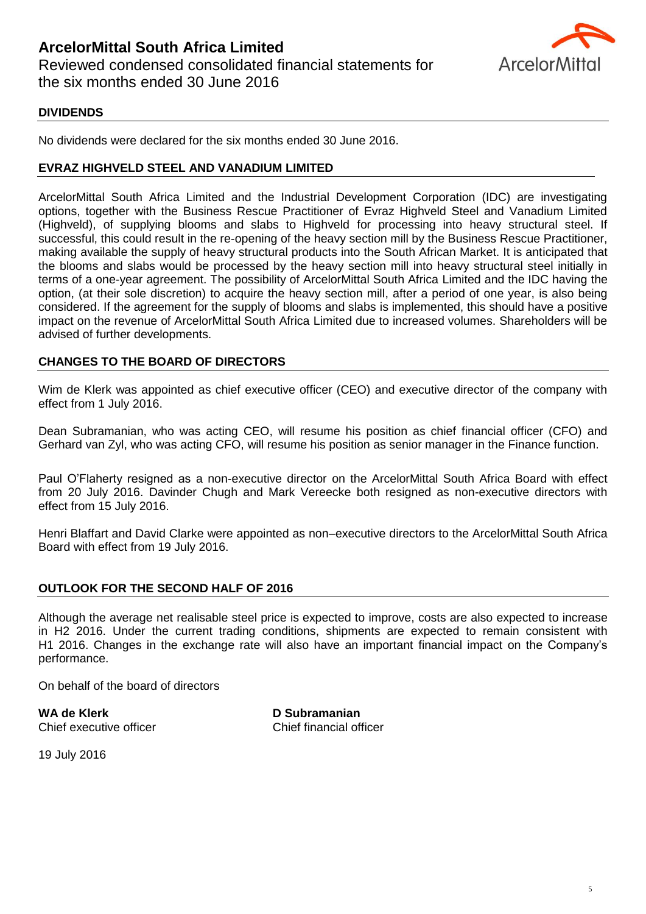## DIVIDENDS

No dividends were declared for the six months ended 30 June 2016.

## EVRAZ HIGHVELD STEEL AND VANADIUM LIMITED

ArcelorMittal South Africa Limited and the Industrial Development Corporation (IDC) are investigating options, together with the Business Rescue Practitioner of Evraz Highveld Steel and Vanadium Limited (Highveld), of supplying blooms and slabs to Highveld for processing into heavy structural steel. If successful, this could result in the re-opening of the heavy section mill by the Business Rescue Practitioner, making available the supply of heavy structural products into the South African Market. It is anticipated that the blooms and slabs would be processed by the heavy section mill into heavy structural steel initially in terms of a one-year agreement. The possibility of ArcelorMittal South Africa Limited and the IDC having the option, (at their sole discretion) to acquire the heavy section mill, after a period of one year, is also being considered. If the agreement for the supply of blooms and slabs is implemented, this should have a positive impact on the revenue of ArcelorMittal South Africa Limited due to increased volumes. Shareholders will be advised of further developments.

## CHANGES TO THE BOARD OF DIRECTORS

Wim de Klerk was appointed as chief executive officer (CEO) and executive director of the company with effect from 1 July 2016.

Dean Subramanian, who was acting CEO, will resume his position as chief financial officer (CFO) and Gerhard van Zyl, who was acting CFO, will resume his position as senior manager in the Finance function.

Paul O'Flaherty resigned as a non-executive director on the ArcelorMittal South Africa Board with effect from 20 July 2016. Davinder Chugh and Mark Vereecke both resigned as non-executive directors with effect from 15 July 2016.

Henri Blaffart and David Clarke were appointed as non–executive directors to the ArcelorMittal South Africa Board with effect from 19 July 2016.

## OUTLOOK FOR THE SECOND HALF OF 2016

Although the average net realisable steel price is expected to improve, costs are also expected to increase in H2 2016. Under the current trading conditions, shipments are expected to remain consistent with H1 2016. Changes in the exchange rate will also have an important financial impact on the Company's performance.

On behalf of the board of directors

**WA de Klerk**
Chief executive officer

**D Subramanian**
Chief financial officer

19 July 2016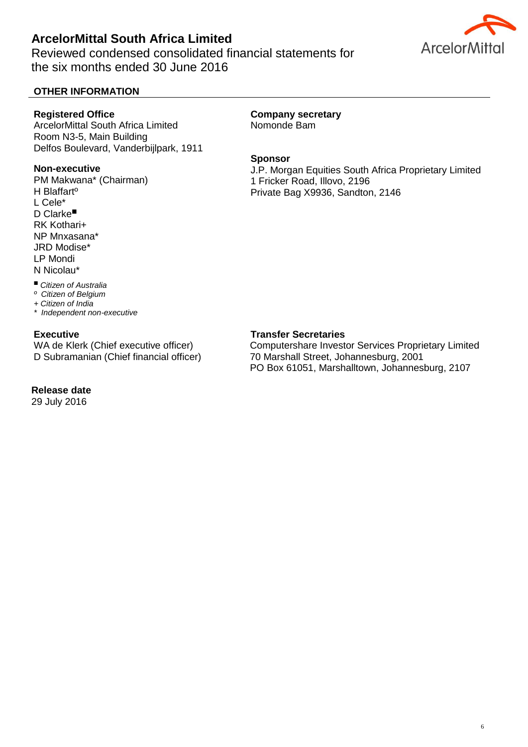# ArcelorMittal South Africa Limited

Reviewed condensed consolidated financial statements for the six months ended 30 June 2016

## OTHER INFORMATION

**Registered Office**
ArcelorMittal South Africa Limited
Room N3-5, Main Building
Delfos Boulevard, Vanderbijlpark, 1911

**Non-executive**
PM Makwana* (Chairman)
H Blaffart°
L Cele*
D Clarke■
RK Kothari+
NP Mnxasana*
JRD Modise*
LP Mondi
N Nicolau*

■ *Citizen of Australia*
° *Citizen of Belgium*
+ *Citizen of India*
\* *Independent non-executive*

**Executive**
WA de Klerk (Chief executive officer)
D Subramanian (Chief financial officer)

**Release date**
29 July 2016

**Company secretary**
Nomonde Bam

**Sponsor**
J.P. Morgan Equities South Africa Proprietary Limited
1 Fricker Road, Illovo, 2196
Private Bag X9936, Sandton, 2146

**Transfer Secretaries**
Computershare Investor Services Proprietary Limited
70 Marshall Street, Johannesburg, 2001
PO Box 61051, Marshalltown, Johannesburg, 2107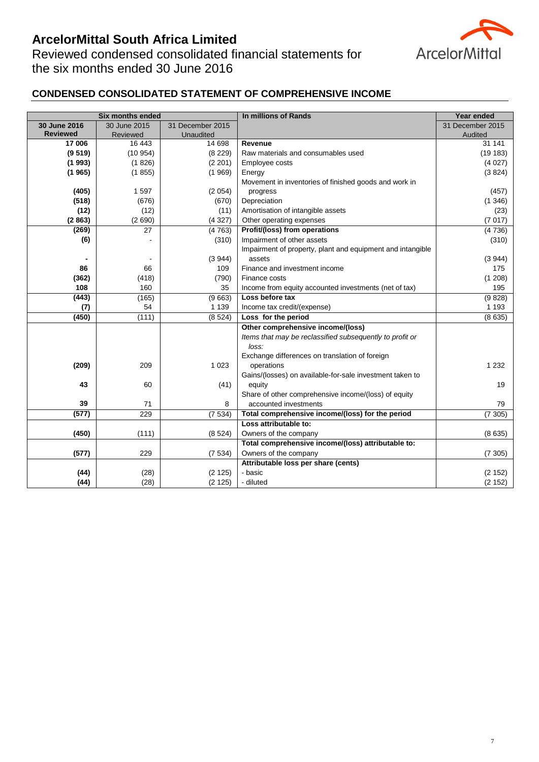# ArcelorMittal South Africa Limited

Reviewed condensed consolidated financial statements for the six months ended 30 June 2016

## CONDENSED CONSOLIDATED STATEMENT OF COMPREHENSIVE INCOME

| Six months ended | | | In millions of Rands | Year ended |
|---|---|---|---|---|
| **30 June 2016 Reviewed** | 30 June 2015 Reviewed | 31 December 2015 Unaudited | | 31 December 2015 Audited |
| **17 006** | 16 443 | 14 698 | **Revenue** | 31 141 |
| **(9 519)** | (10 954) | (8 229) | Raw materials and consumables used | (19 183) |
| **(1 993)** | (1 826) | (2 201) | Employee costs | (4 027) |
| **(1 965)** | (1 855) | (1 969) | Energy | (3 824) |
| **(405)** | 1 597 | (2 054) | Movement in inventories of finished goods and work in progress | (457) |
| **(518)** | (676) | (670) | Depreciation | (1 346) |
| **(12)** | (12) | (11) | Amortisation of intangible assets | (23) |
| **(2 863)** | (2 690) | (4 327) | Other operating expenses | (7 017) |
| **(269)** | 27 | (4 763) | **Profit/(loss) from operations** | (4 736) |
| **(6)** | - | (310) | Impairment of other assets | (310) |
| **-** | - | (3 944) | Impairment of property, plant and equipment and intangible assets | (3 944) |
| **86** | 66 | 109 | Finance and investment income | 175 |
| **(362)** | (418) | (790) | Finance costs | (1 208) |
| **108** | 160 | 35 | Income from equity accounted investments (net of tax) | 195 |
| **(443)** | (165) | (9 663) | **Loss before tax** | (9 828) |
| **(7)** | 54 | 1 139 | Income tax credit/(expense) | 1 193 |
| **(450)** | (111) | (8 524) | **Loss for the period** | (8 635) |
| | | | **Other comprehensive income/(loss)** | |
| | | | *Items that may be reclassified subsequently to profit or loss:* | |
| **(209)** | 209 | 1 023 | Exchange differences on translation of foreign operations | 1 232 |
| **43** | 60 | (41) | Gains/(losses) on available-for-sale investment taken to equity | 19 |
| **39** | 71 | 8 | Share of other comprehensive income/(loss) of equity accounted investments | 79 |
| **(577)** | 229 | (7 534) | **Total comprehensive income/(loss) for the period** | (7 305) |
| | | | **Loss attributable to:** | |
| **(450)** | (111) | (8 524) | Owners of the company | (8 635) |
| | | | **Total comprehensive income/(loss) attributable to:** | |
| **(577)** | 229 | (7 534) | Owners of the company | (7 305) |
| | | | **Attributable loss per share (cents)** | |
| **(44)** | (28) | (2 125) | - basic | (2 152) |
| **(44)** | (28) | (2 125) | - diluted | (2 152) |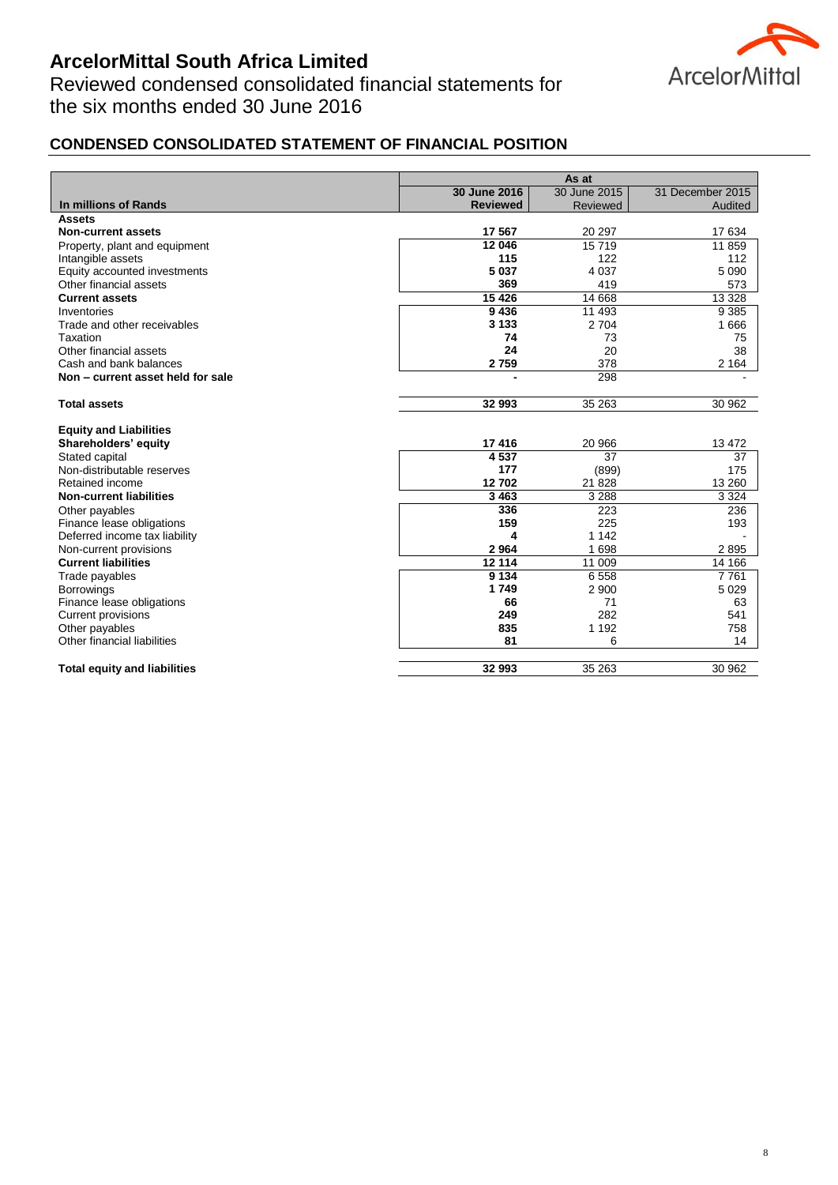# ArcelorMittal South Africa Limited

Reviewed condensed consolidated financial statements for the six months ended 30 June 2016

## CONDENSED CONSOLIDATED STATEMENT OF FINANCIAL POSITION

| In millions of Rands | As at | | |
|---|---|---|---|
| | **30 June 2016 Reviewed** | 30 June 2015 Reviewed | 31 December 2015 Audited |
| **Assets** | | | |
| **Non-current assets** | **17 567** | 20 297 | 17 634 |
| Property, plant and equipment | **12 046** | 15 719 | 11 859 |
| Intangible assets | **115** | 122 | 112 |
| Equity accounted investments | **5 037** | 4 037 | 5 090 |
| Other financial assets | **369** | 419 | 573 |
| **Current assets** | **15 426** | 14 668 | 13 328 |
| Inventories | **9 436** | 11 493 | 9 385 |
| Trade and other receivables | **3 133** | 2 704 | 1 666 |
| Taxation | **74** | 73 | 75 |
| Other financial assets | **24** | 20 | 38 |
| Cash and bank balances | **2 759** | 378 | 2 164 |
| **Non – current asset held for sale** | **-** | 298 | - |
| **Total assets** | **32 993** | 35 263 | 30 962 |
| **Equity and Liabilities** | | | |
| **Shareholders' equity** | **17 416** | 20 966 | 13 472 |
| Stated capital | **4 537** | 37 | 37 |
| Non-distributable reserves | **177** | (899) | 175 |
| Retained income | **12 702** | 21 828 | 13 260 |
| **Non-current liabilities** | **3 463** | 3 288 | 3 324 |
| Other payables | **336** | 223 | 236 |
| Finance lease obligations | **159** | 225 | 193 |
| Deferred income tax liability | **4** | 1 142 | - |
| Non-current provisions | **2 964** | 1 698 | 2 895 |
| **Current liabilities** | **12 114** | 11 009 | 14 166 |
| Trade payables | **9 134** | 6 558 | 7 761 |
| Borrowings | **1 749** | 2 900 | 5 029 |
| Finance lease obligations | **66** | 71 | 63 |
| Current provisions | **249** | 282 | 541 |
| Other payables | **835** | 1 192 | 758 |
| Other financial liabilities | **81** | 6 | 14 |
| **Total equity and liabilities** | **32 993** | 35 263 | 30 962 |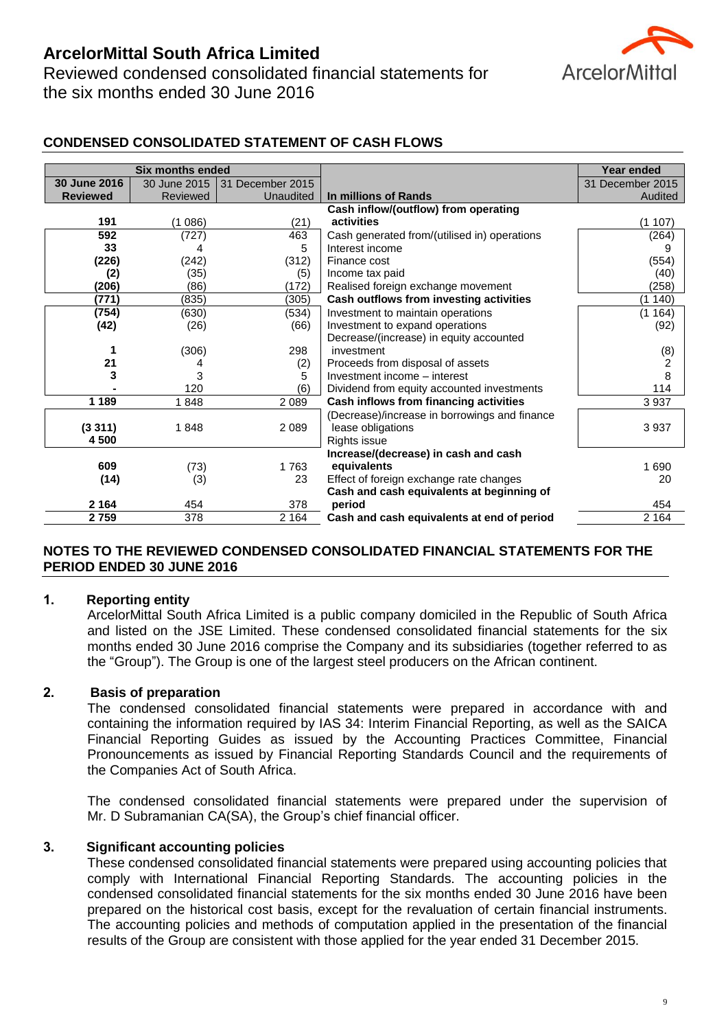# ArcelorMittal South Africa Limited

Reviewed condensed consolidated financial statements for the six months ended 30 June 2016

## CONDENSED CONSOLIDATED STATEMENT OF CASH FLOWS

| Six months ended | | | | Year ended |
|---|---|---|---|---|
| **30 June 2016 Reviewed** | 30 June 2015 Reviewed | 31 December 2015 Unaudited | **In millions of Rands** | 31 December 2015 Audited |
| **191** | (1 086) | (21) | **Cash inflow/(outflow) from operating activities** | (1 107) |
| **592** | (727) | 463 | Cash generated from/(utilised in) operations | (264) |
| **33** | 4 | 5 | Interest income | 9 |
| **(226)** | (242) | (312) | Finance cost | (554) |
| **(2)** | (35) | (5) | Income tax paid | (40) |
| **(206)** | (86) | (172) | Realised foreign exchange movement | (258) |
| **(771)** | (835) | (305) | **Cash outflows from investing activities** | (1 140) |
| **(754)** | (630) | (534) | Investment to maintain operations | (1 164) |
| **(42)** | (26) | (66) | Investment to expand operations | (92) |
| **1** | (306) | 298 | Decrease/(increase) in equity accounted investment | (8) |
| **21** | 4 | (2) | Proceeds from disposal of assets | 2 |
| **3** | 3 | 5 | Investment income – interest | 8 |
| **-** | 120 | (6) | Dividend from equity accounted investments | 114 |
| **1 189** | 1 848 | 2 089 | **Cash inflows from financing activities** | 3 937 |
| **(3 311)** | 1 848 | 2 089 | (Decrease)/increase in borrowings and finance lease obligations | 3 937 |
| **4 500** | | | Rights issue | |
| **609** | (73) | 1 763 | **Increase/(decrease) in cash and cash equivalents** | 1 690 |
| **(14)** | (3) | 23 | Effect of foreign exchange rate changes | 20 |
| **2 164** | 454 | 378 | **Cash and cash equivalents at beginning of period** | 454 |
| **2 759** | 378 | 2 164 | **Cash and cash equivalents at end of period** | 2 164 |

## NOTES TO THE REVIEWED CONDENSED CONSOLIDATED FINANCIAL STATEMENTS FOR THE PERIOD ENDED 30 JUNE 2016

### 1. Reporting entity

ArcelorMittal South Africa Limited is a public company domiciled in the Republic of South Africa and listed on the JSE Limited. These condensed consolidated financial statements for the six months ended 30 June 2016 comprise the Company and its subsidiaries (together referred to as the "Group"). The Group is one of the largest steel producers on the African continent.

### 2. Basis of preparation

The condensed consolidated financial statements were prepared in accordance with and containing the information required by IAS 34: Interim Financial Reporting, as well as the SAICA Financial Reporting Guides as issued by the Accounting Practices Committee, Financial Pronouncements as issued by Financial Reporting Standards Council and the requirements of the Companies Act of South Africa.

The condensed consolidated financial statements were prepared under the supervision of Mr. D Subramanian CA(SA), the Group's chief financial officer.

### 3. Significant accounting policies

These condensed consolidated financial statements were prepared using accounting policies that comply with International Financial Reporting Standards. The accounting policies in the condensed consolidated financial statements for the six months ended 30 June 2016 have been prepared on the historical cost basis, except for the revaluation of certain financial instruments. The accounting policies and methods of computation applied in the presentation of the financial results of the Group are consistent with those applied for the year ended 31 December 2015.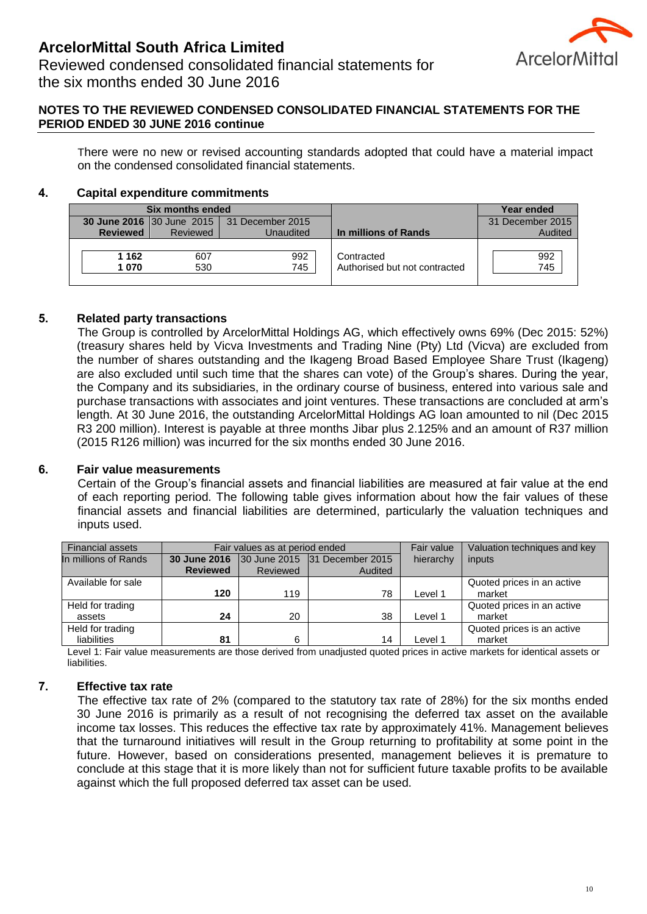## NOTES TO THE REVIEWED CONDENSED CONSOLIDATED FINANCIAL STATEMENTS FOR THE PERIOD ENDED 30 JUNE 2016 continue

There were no new or revised accounting standards adopted that could have a material impact on the condensed consolidated financial statements.

### 4. Capital expenditure commitments

| Six months ended | | | | Year ended |
|---|---|---|---|---|
| **30 June 2016 Reviewed** | 30 June 2015 Reviewed | 31 December 2015 Unaudited | **In millions of Rands** | 31 December 2015 Audited |
| **1 162** | 607 | 992 | Contracted | 992 |
| **1 070** | 530 | 745 | Authorised but not contracted | 745 |

### 5. Related party transactions

The Group is controlled by ArcelorMittal Holdings AG, which effectively owns 69% (Dec 2015: 52%) (treasury shares held by Vicva Investments and Trading Nine (Pty) Ltd (Vicva) are excluded from the number of shares outstanding and the Ikageng Broad Based Employee Share Trust (Ikageng) are also excluded until such time that the shares can vote) of the Group's shares. During the year, the Company and its subsidiaries, in the ordinary course of business, entered into various sale and purchase transactions with associates and joint ventures. These transactions are concluded at arm's length. At 30 June 2016, the outstanding ArcelorMittal Holdings AG loan amounted to nil (Dec 2015 R3 200 million). Interest is payable at three months Jibar plus 2.125% and an amount of R37 million (2015 R126 million) was incurred for the six months ended 30 June 2016.

### 6. Fair value measurements

Certain of the Group's financial assets and financial liabilities are measured at fair value at the end of each reporting period. The following table gives information about how the fair values of these financial assets and financial liabilities are determined, particularly the valuation techniques and inputs used.

| Financial assets | Fair values as at period ended | | | Fair value | Valuation techniques and key |
|---|---|---|---|---|---|
| In millions of Rands | **30 June 2016 Reviewed** | 30 June 2015 Reviewed | 31 December 2015 Audited | hierarchy | inputs |
| Available for sale | **120** | 119 | 78 | Level 1 | Quoted prices in an active market |
| Held for trading assets | **24** | 20 | 38 | Level 1 | Quoted prices in an active market |
| Held for trading liabilities | **81** | 6 | 14 | Level 1 | Quoted prices is an active market |

Level 1: Fair value measurements are those derived from unadjusted quoted prices in active markets for identical assets or liabilities.

### 7. Effective tax rate

The effective tax rate of 2% (compared to the statutory tax rate of 28%) for the six months ended 30 June 2016 is primarily as a result of not recognising the deferred tax asset on the available income tax losses. This reduces the effective tax rate by approximately 41%. Management believes that the turnaround initiatives will result in the Group returning to profitability at some point in the future. However, based on considerations presented, management believes it is premature to conclude at this stage that it is more likely than not for sufficient future taxable profits to be available against which the full proposed deferred tax asset can be used.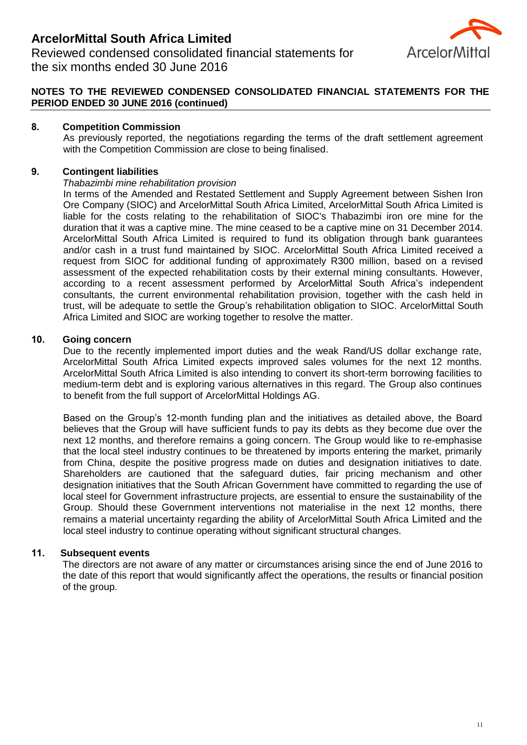## NOTES TO THE REVIEWED CONDENSED CONSOLIDATED FINANCIAL STATEMENTS FOR THE PERIOD ENDED 30 JUNE 2016 (continued)

### 8. Competition Commission

As previously reported, the negotiations regarding the terms of the draft settlement agreement with the Competition Commission are close to being finalised.

### 9. Contingent liabilities

*Thabazimbi mine rehabilitation provision*

In terms of the Amended and Restated Settlement and Supply Agreement between Sishen Iron Ore Company (SIOC) and ArcelorMittal South Africa Limited, ArcelorMittal South Africa Limited is liable for the costs relating to the rehabilitation of SIOC's Thabazimbi iron ore mine for the duration that it was a captive mine. The mine ceased to be a captive mine on 31 December 2014. ArcelorMittal South Africa Limited is required to fund its obligation through bank guarantees and/or cash in a trust fund maintained by SIOC. ArcelorMittal South Africa Limited received a request from SIOC for additional funding of approximately R300 million, based on a revised assessment of the expected rehabilitation costs by their external mining consultants. However, according to a recent assessment performed by ArcelorMittal South Africa's independent consultants, the current environmental rehabilitation provision, together with the cash held in trust, will be adequate to settle the Group's rehabilitation obligation to SIOC. ArcelorMittal South Africa Limited and SIOC are working together to resolve the matter.

### 10. Going concern

Due to the recently implemented import duties and the weak Rand/US dollar exchange rate, ArcelorMittal South Africa Limited expects improved sales volumes for the next 12 months. ArcelorMittal South Africa Limited is also intending to convert its short-term borrowing facilities to medium-term debt and is exploring various alternatives in this regard. The Group also continues to benefit from the full support of ArcelorMittal Holdings AG.

Based on the Group's 12-month funding plan and the initiatives as detailed above, the Board believes that the Group will have sufficient funds to pay its debts as they become due over the next 12 months, and therefore remains a going concern. The Group would like to re-emphasise that the local steel industry continues to be threatened by imports entering the market, primarily from China, despite the positive progress made on duties and designation initiatives to date. Shareholders are cautioned that the safeguard duties, fair pricing mechanism and other designation initiatives that the South African Government have committed to regarding the use of local steel for Government infrastructure projects, are essential to ensure the sustainability of the Group. Should these Government interventions not materialise in the next 12 months, there remains a material uncertainty regarding the ability of ArcelorMittal South Africa Limited and the local steel industry to continue operating without significant structural changes.

### 11. Subsequent events

The directors are not aware of any matter or circumstances arising since the end of June 2016 to the date of this report that would significantly affect the operations, the results or financial position of the group.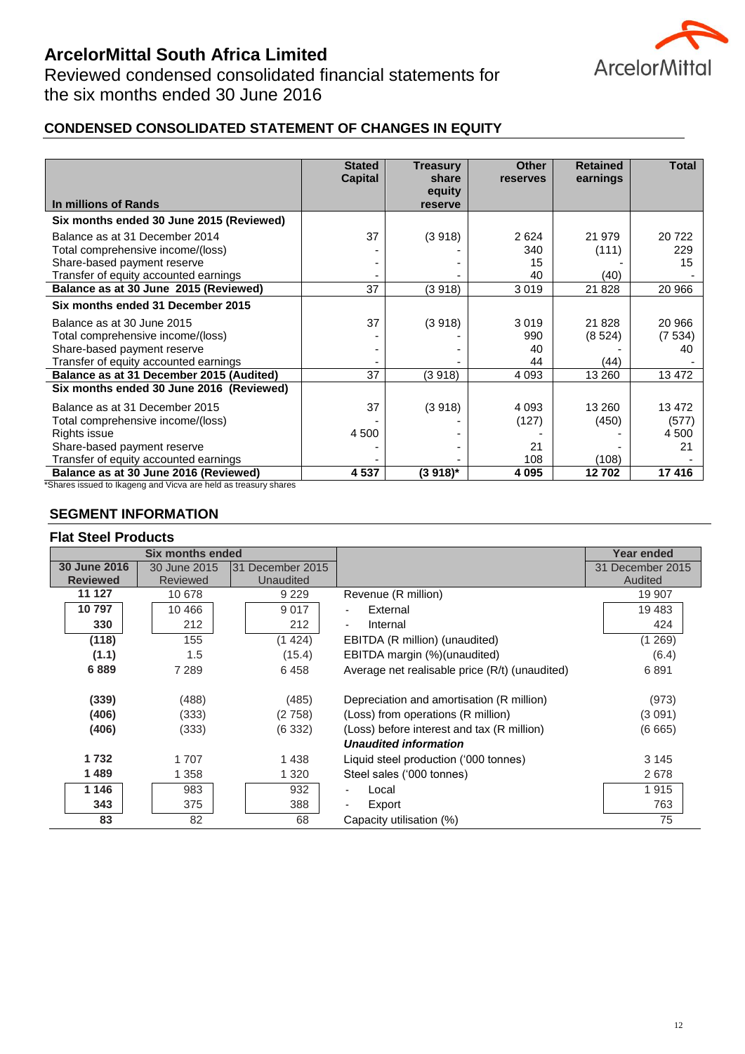# ArcelorMittal South Africa Limited

Reviewed condensed consolidated financial statements for the six months ended 30 June 2016

## CONDENSED CONSOLIDATED STATEMENT OF CHANGES IN EQUITY

| In millions of Rands | Stated Capital | Treasury share equity reserve | Other reserves | Retained earnings | Total |
|---|---|---|---|---|---|
| **Six months ended 30 June 2015 (Reviewed)** | | | | | |
| Balance as at 31 December 2014 | 37 | (3 918) | 2 624 | 21 979 | 20 722 |
| Total comprehensive income/(loss) | - | - | 340 | (111) | 229 |
| Share-based payment reserve | - | - | 15 | - | 15 |
| Transfer of equity accounted earnings | - | - | 40 | (40) | - |
| **Balance as at 30 June 2015 (Reviewed)** | 37 | (3 918) | 3 019 | 21 828 | 20 966 |
| **Six months ended 31 December 2015** | | | | | |
| Balance as at 30 June 2015 | 37 | (3 918) | 3 019 | 21 828 | 20 966 |
| Total comprehensive income/(loss) | - | - | 990 | (8 524) | (7 534) |
| Share-based payment reserve | - | - | 40 | - | 40 |
| Transfer of equity accounted earnings | - | - | 44 | (44) | - |
| **Balance as at 31 December 2015 (Audited)** | 37 | (3 918) | 4 093 | 13 260 | 13 472 |
| **Six months ended 30 June 2016 (Reviewed)** | | | | | |
| Balance as at 31 December 2015 | 37 | (3 918) | 4 093 | 13 260 | 13 472 |
| Total comprehensive income/(loss) | - | - | (127) | (450) | (577) |
| Rights issue | 4 500 | - | - | - | 4 500 |
| Share-based payment reserve | - | - | 21 | - | 21 |
| Transfer of equity accounted earnings | - | - | 108 | (108) | - |
| **Balance as at 30 June 2016 (Reviewed)** | **4 537** | **(3 918)*** | **4 095** | **12 702** | **17 416** |

*Shares issued to Ikageng and Vicva are held as treasury shares

## SEGMENT INFORMATION

### Flat Steel Products

| Six months ended | | | | Year ended |
|---|---|---|---|---|
| **30 June 2016 Reviewed** | 30 June 2015 Reviewed | 31 December 2015 Unaudited | | 31 December 2015 Audited |
| **11 127** | 10 678 | 9 229 | Revenue (R million) | 19 907 |
| **10 797** | 10 466 | 9 017 | - External | 19 483 |
| **330** | 212 | 212 | - Internal | 424 |
| **(118)** | 155 | (1 424) | EBITDA (R million) (unaudited) | (1 269) |
| **(1.1)** | 1.5 | (15.4) | EBITDA margin (%)(unaudited) | (6.4) |
| **6 889** | 7 289 | 6 458 | Average net realisable price (R/t) (unaudited) | 6 891 |
| **(339)** | (488) | (485) | Depreciation and amortisation (R million) | (973) |
| **(406)** | (333) | (2 758) | (Loss) from operations (R million) | (3 091) |
| **(406)** | (333) | (6 332) | (Loss) before interest and tax (R million) | (6 665) |
| | | | ***Unaudited information*** | |
| **1 732** | 1 707 | 1 438 | Liquid steel production ('000 tonnes) | 3 145 |
| **1 489** | 1 358 | 1 320 | Steel sales ('000 tonnes) | 2 678 |
| **1 146** | 983 | 932 | - Local | 1 915 |
| **343** | 375 | 388 | - Export | 763 |
| **83** | 82 | 68 | Capacity utilisation (%) | 75 |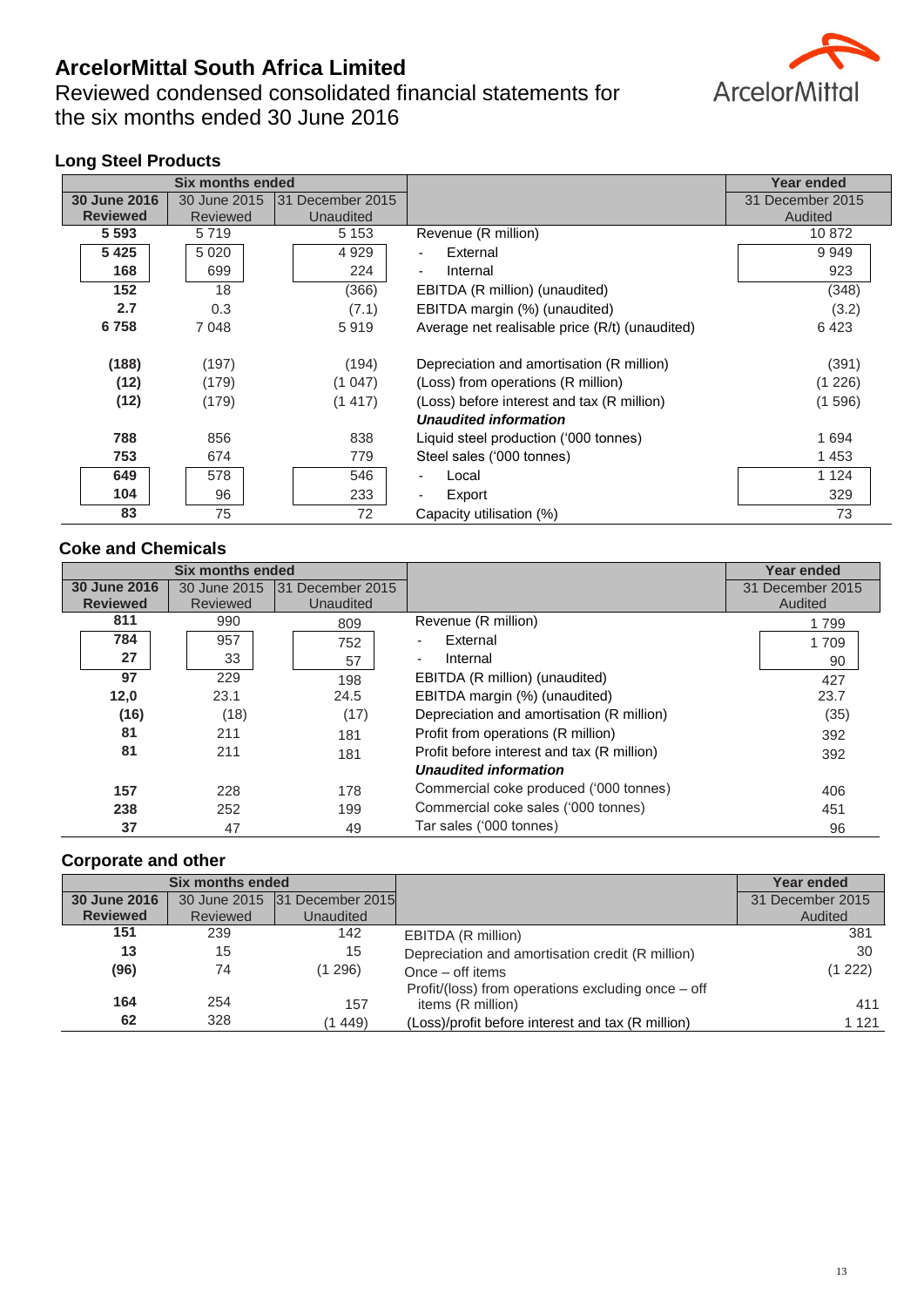# ArcelorMittal South Africa Limited

Reviewed condensed consolidated financial statements for the six months ended 30 June 2016

## Long Steel Products

| Six months ended | | | | Year ended |
|---|---|---|---|---|
| **30 June 2016 Reviewed** | 30 June 2015 Reviewed | 31 December 2015 Unaudited | | 31 December 2015 Audited |
| **5 593** | 5 719 | 5 153 | Revenue (R million) | 10 872 |
| **5 425** | 5 020 | 4 929 | - External | 9 949 |
| **168** | 699 | 224 | - Internal | 923 |
| **152** | 18 | (366) | EBITDA (R million) (unaudited) | (348) |
| **2.7** | 0.3 | (7.1) | EBITDA margin (%) (unaudited) | (3.2) |
| **6 758** | 7 048 | 5 919 | Average net realisable price (R/t) (unaudited) | 6 423 |
| **(188)** | (197) | (194) | Depreciation and amortisation (R million) | (391) |
| **(12)** | (179) | (1 047) | (Loss) from operations (R million) | (1 226) |
| **(12)** | (179) | (1 417) | (Loss) before interest and tax (R million) | (1 596) |
| | | | ***Unaudited information*** | |
| **788** | 856 | 838 | Liquid steel production ('000 tonnes) | 1 694 |
| **753** | 674 | 779 | Steel sales ('000 tonnes) | 1 453 |
| **649** | 578 | 546 | - Local | 1 124 |
| **104** | 96 | 233 | - Export | 329 |
| **83** | 75 | 72 | Capacity utilisation (%) | 73 |

## Coke and Chemicals

| Six months ended | | | | Year ended |
|---|---|---|---|---|
| **30 June 2016 Reviewed** | 30 June 2015 Reviewed | 31 December 2015 Unaudited | | 31 December 2015 Audited |
| **811** | 990 | 809 | Revenue (R million) | 1 799 |
| **784** | 957 | 752 | - External | 1 709 |
| **27** | 33 | 57 | - Internal | 90 |
| **97** | 229 | 198 | EBITDA (R million) (unaudited) | 427 |
| **12,0** | 23.1 | 24.5 | EBITDA margin (%) (unaudited) | 23.7 |
| **(16)** | (18) | (17) | Depreciation and amortisation (R million) | (35) |
| **81** | 211 | 181 | Profit from operations (R million) | 392 |
| **81** | 211 | 181 | Profit before interest and tax (R million) | 392 |
| | | | ***Unaudited information*** | |
| **157** | 228 | 178 | Commercial coke produced ('000 tonnes) | 406 |
| **238** | 252 | 199 | Commercial coke sales ('000 tonnes) | 451 |
| **37** | 47 | 49 | Tar sales ('000 tonnes) | 96 |

## Corporate and other

| Six months ended | | | | Year ended |
|---|---|---|---|---|
| **30 June 2016 Reviewed** | 30 June 2015 Reviewed | 31 December 2015 Unaudited | | 31 December 2015 Audited |
| **151** | 239 | 142 | EBITDA (R million) | 381 |
| **13** | 15 | 15 | Depreciation and amortisation credit (R million) | 30 |
| **(96)** | 74 | (1 296) | Once – off items | (1 222) |
| **164** | 254 | 157 | Profit/(loss) from operations excluding once – off items (R million) | 411 |
| **62** | 328 | (1 449) | (Loss)/profit before interest and tax (R million) | 1 121 |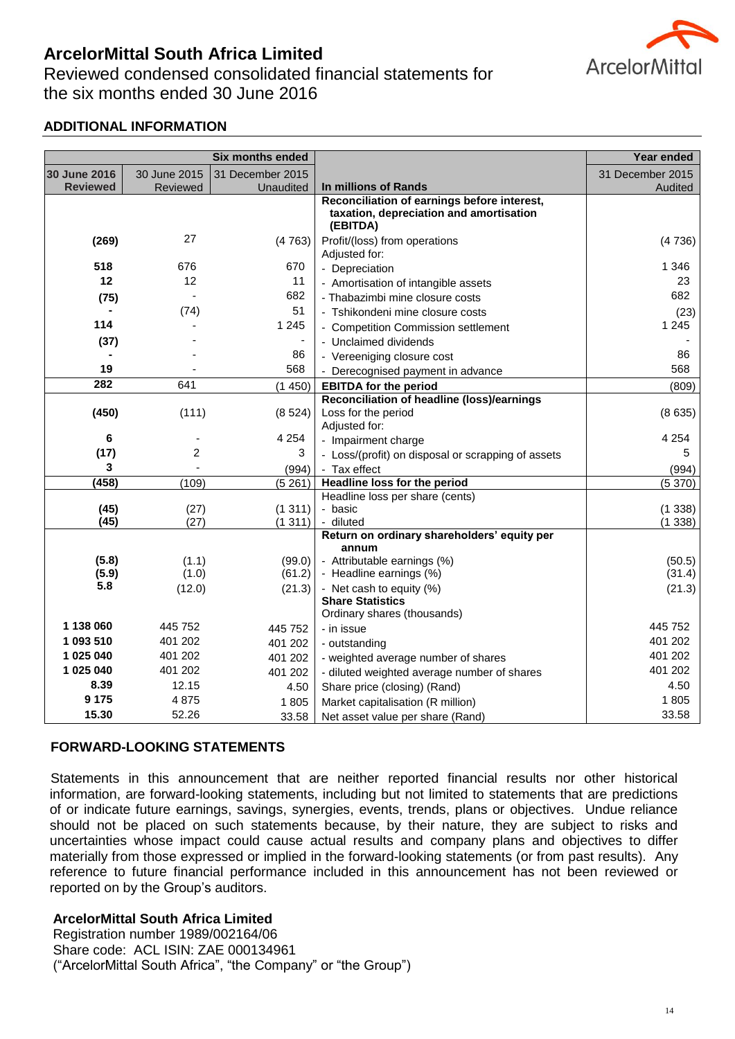# ArcelorMittal South Africa Limited

Reviewed condensed consolidated financial statements for the six months ended 30 June 2016

## ADDITIONAL INFORMATION

| Six months ended | | | | Year ended |
|---|---|---|---|---|
| **30 June 2016 Reviewed** | 30 June 2015 Reviewed | 31 December 2015 Unaudited | **In millions of Rands** | 31 December 2015 Audited |
| | | | **Reconciliation of earnings before interest, taxation, depreciation and amortisation (EBITDA)** | |
| **(269)** | 27 | (4 763) | Profit/(loss) from operations | (4 736) |
| | | | Adjusted for: | |
| **518** | 676 | 670 | - Depreciation | 1 346 |
| **12** | 12 | 11 | - Amortisation of intangible assets | 23 |
| **(75)** | - | 682 | - Thabazimbi mine closure costs | 682 |
| **-** | (74) | 51 | - Tshikondeni mine closure costs | (23) |
| **114** | - | 1 245 | - Competition Commission settlement | 1 245 |
| **(37)** | - | - | - Unclaimed dividends | - |
| **-** | - | 86 | - Vereeniging closure cost | 86 |
| **19** | - | 568 | - Derecognised payment in advance | 568 |
| **282** | 641 | (1 450) | **EBITDA for the period** | (809) |
| | | | **Reconciliation of headline (loss)/earnings** | |
| **(450)** | (111) | (8 524) | Loss for the period | (8 635) |
| | | | Adjusted for: | |
| **6** | - | 4 254 | - Impairment charge | 4 254 |
| **(17)** | 2 | 3 | - Loss/(profit) on disposal or scrapping of assets | 5 |
| **3** | - | (994) | - Tax effect | (994) |
| **(458)** | (109) | (5 261) | **Headline loss for the period** | (5 370) |
| | | | Headline loss per share (cents) | |
| **(45)** | (27) | (1 311) | - basic | (1 338) |
| **(45)** | (27) | (1 311) | - diluted | (1 338) |
| | | | **Return on ordinary shareholders' equity per annum** | |
| **(5.8)** | (1.1) | (99.0) | - Attributable earnings (%) | (50.5) |
| **(5.9)** | (1.0) | (61.2) | - Headline earnings (%) | (31.4) |
| **5.8** | (12.0) | (21.3) | - Net cash to equity (%) | (21.3) |
| | | | **Share Statistics** | |
| | | | Ordinary shares (thousands) | |
| **1 138 060** | 445 752 | 445 752 | - in issue | 445 752 |
| **1 093 510** | 401 202 | 401 202 | - outstanding | 401 202 |
| **1 025 040** | 401 202 | 401 202 | - weighted average number of shares | 401 202 |
| **1 025 040** | 401 202 | 401 202 | - diluted weighted average number of shares | 401 202 |
| **8.39** | 12.15 | 4.50 | Share price (closing) (Rand) | 4.50 |
| **9 175** | 4 875 | 1 805 | Market capitalisation (R million) | 1 805 |
| **15.30** | 52.26 | 33.58 | Net asset value per share (Rand) | 33.58 |

## FORWARD-LOOKING STATEMENTS

Statements in this announcement that are neither reported financial results nor other historical information, are forward-looking statements, including but not limited to statements that are predictions of or indicate future earnings, savings, synergies, events, trends, plans or objectives. Undue reliance should not be placed on such statements because, by their nature, they are subject to risks and uncertainties whose impact could cause actual results and company plans and objectives to differ materially from those expressed or implied in the forward-looking statements (or from past results). Any reference to future financial performance included in this announcement has not been reviewed or reported on by the Group's auditors.

**ArcelorMittal South Africa Limited**
Registration number 1989/002164/06
Share code: ACL ISIN: ZAE 000134961
("ArcelorMittal South Africa", "the Company" or "the Group")